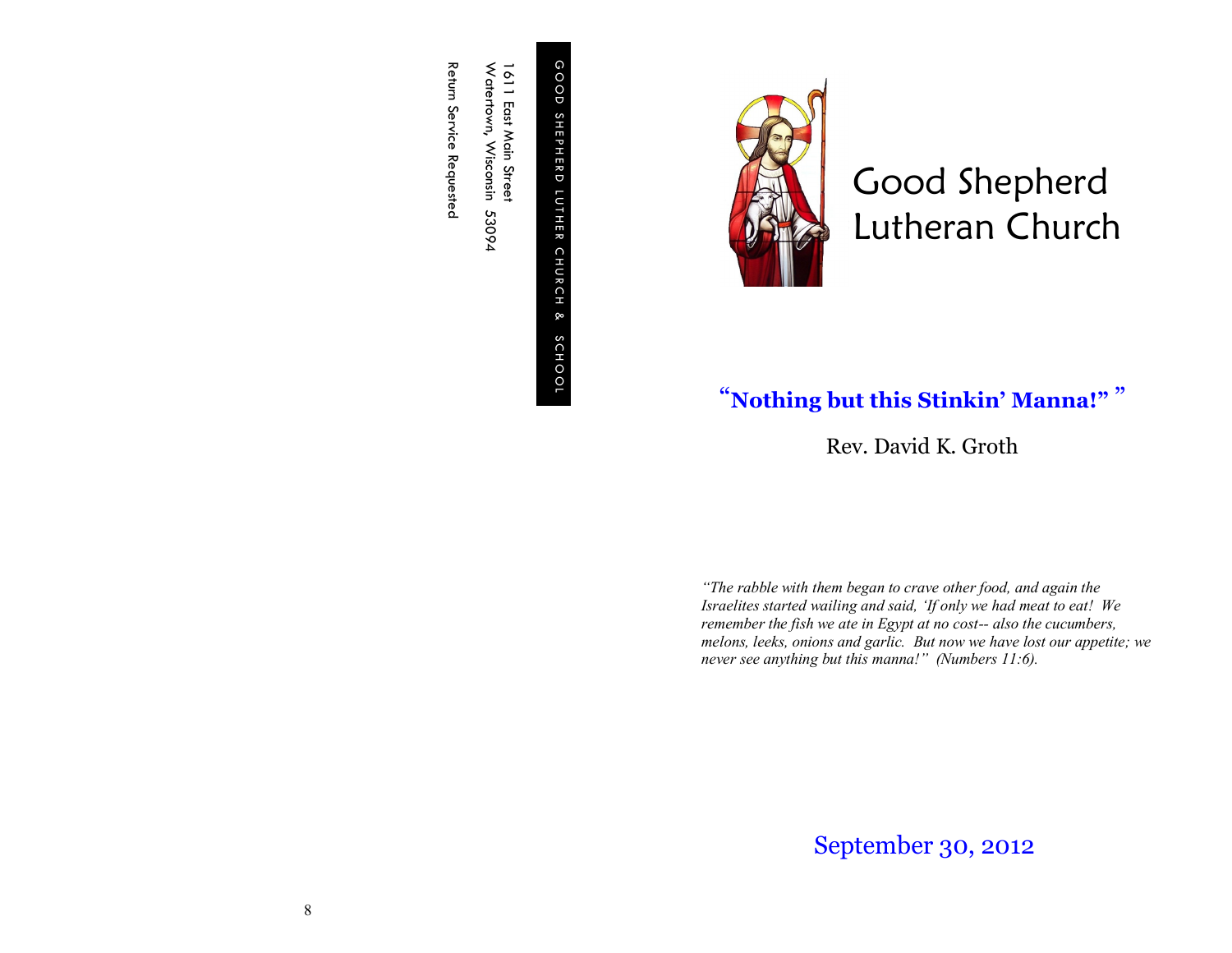GOOD SHEPHERD LUTHER CHURCH & SCHOOL

1611 East Main Street
Watertown, Wisconsin 53094

Return Service Requested

# Good Shepherd Lutheran Church

## "Nothing but this Stinkin' Manna!" "

Rev. David K. Groth

*"The rabble with them began to crave other food, and again the Israelites started wailing and said, 'If only we had meat to eat! We remember the fish we ate in Egypt at no cost-- also the cucumbers, melons, leeks, onions and garlic. But now we have lost our appetite; we never see anything but this manna!" (Numbers 11:6).*

September 30, 2012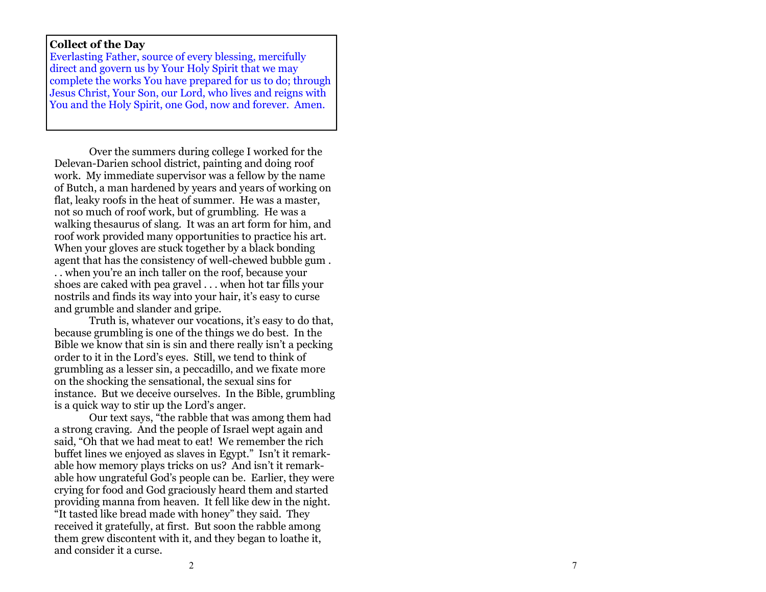**Collect of the Day**

Everlasting Father, source of every blessing, mercifully direct and govern us by Your Holy Spirit that we may complete the works You have prepared for us to do; through Jesus Christ, Your Son, our Lord, who lives and reigns with You and the Holy Spirit, one God, now and forever. Amen.

Over the summers during college I worked for the Delevan-Darien school district, painting and doing roof work. My immediate supervisor was a fellow by the name of Butch, a man hardened by years and years of working on flat, leaky roofs in the heat of summer. He was a master, not so much of roof work, but of grumbling. He was a walking thesaurus of slang. It was an art form for him, and roof work provided many opportunities to practice his art. When your gloves are stuck together by a black bonding agent that has the consistency of well-chewed bubble gum . . . when you're an inch taller on the roof, because your shoes are caked with pea gravel . . . when hot tar fills your nostrils and finds its way into your hair, it's easy to curse and grumble and slander and gripe.

Truth is, whatever our vocations, it's easy to do that, because grumbling is one of the things we do best. In the Bible we know that sin is sin and there really isn't a pecking order to it in the Lord's eyes. Still, we tend to think of grumbling as a lesser sin, a peccadillo, and we fixate more on the shocking the sensational, the sexual sins for instance. But we deceive ourselves. In the Bible, grumbling is a quick way to stir up the Lord's anger.

Our text says, "the rabble that was among them had a strong craving. And the people of Israel wept again and said, "Oh that we had meat to eat! We remember the rich buffet lines we enjoyed as slaves in Egypt." Isn't it remarkable how memory plays tricks on us? And isn't it remarkable how ungrateful God's people can be. Earlier, they were crying for food and God graciously heard them and started providing manna from heaven. It fell like dew in the night. "It tasted like bread made with honey" they said. They received it gratefully, at first. But soon the rabble among them grew discontent with it, and they began to loathe it, and consider it a curse.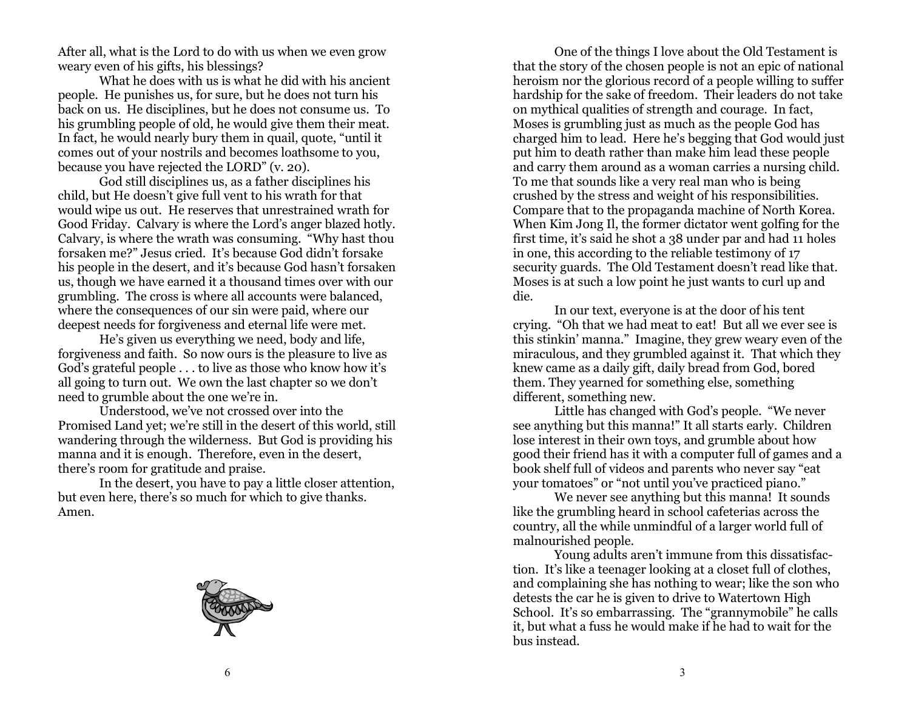After all, what is the Lord to do with us when we even grow weary even of his gifts, his blessings?

What he does with us is what he did with his ancient people. He punishes us, for sure, but he does not turn his back on us. He disciplines, but he does not consume us. To his grumbling people of old, he would give them their meat. In fact, he would nearly bury them in quail, quote, "until it comes out of your nostrils and becomes loathsome to you, because you have rejected the LORD" (v. 20).

God still disciplines us, as a father disciplines his child, but He doesn't give full vent to his wrath for that would wipe us out. He reserves that unrestrained wrath for Good Friday. Calvary is where the Lord's anger blazed hotly. Calvary, is where the wrath was consuming. "Why hast thou forsaken me?" Jesus cried. It's because God didn't forsake his people in the desert, and it's because God hasn't forsaken us, though we have earned it a thousand times over with our grumbling. The cross is where all accounts were balanced, where the consequences of our sin were paid, where our deepest needs for forgiveness and eternal life were met.

He's given us everything we need, body and life, forgiveness and faith. So now ours is the pleasure to live as God's grateful people . . . to live as those who know how it's all going to turn out. We own the last chapter so we don't need to grumble about the one we're in.

Understood, we've not crossed over into the Promised Land yet; we're still in the desert of this world, still wandering through the wilderness. But God is providing his manna and it is enough. Therefore, even in the desert, there's room for gratitude and praise.

In the desert, you have to pay a little closer attention, but even here, there's so much for which to give thanks. Amen.

One of the things I love about the Old Testament is that the story of the chosen people is not an epic of national heroism nor the glorious record of a people willing to suffer hardship for the sake of freedom. Their leaders do not take on mythical qualities of strength and courage. In fact, Moses is grumbling just as much as the people God has charged him to lead. Here he's begging that God would just put him to death rather than make him lead these people and carry them around as a woman carries a nursing child. To me that sounds like a very real man who is being crushed by the stress and weight of his responsibilities. Compare that to the propaganda machine of North Korea. When Kim Jong Il, the former dictator went golfing for the first time, it's said he shot a 38 under par and had 11 holes in one, this according to the reliable testimony of 17 security guards. The Old Testament doesn't read like that. Moses is at such a low point he just wants to curl up and die.

In our text, everyone is at the door of his tent crying. "Oh that we had meat to eat! But all we ever see is this stinkin' manna." Imagine, they grew weary even of the miraculous, and they grumbled against it. That which they knew came as a daily gift, daily bread from God, bored them. They yearned for something else, something different, something new.

Little has changed with God's people. "We never see anything but this manna!" It all starts early. Children lose interest in their own toys, and grumble about how good their friend has it with a computer full of games and a book shelf full of videos and parents who never say "eat your tomatoes" or "not until you've practiced piano."

We never see anything but this manna! It sounds like the grumbling heard in school cafeterias across the country, all the while unmindful of a larger world full of malnourished people.

Young adults aren't immune from this dissatisfaction. It's like a teenager looking at a closet full of clothes, and complaining she has nothing to wear; like the son who detests the car he is given to drive to Watertown High School. It's so embarrassing. The "grannymobile" he calls it, but what a fuss he would make if he had to wait for the bus instead.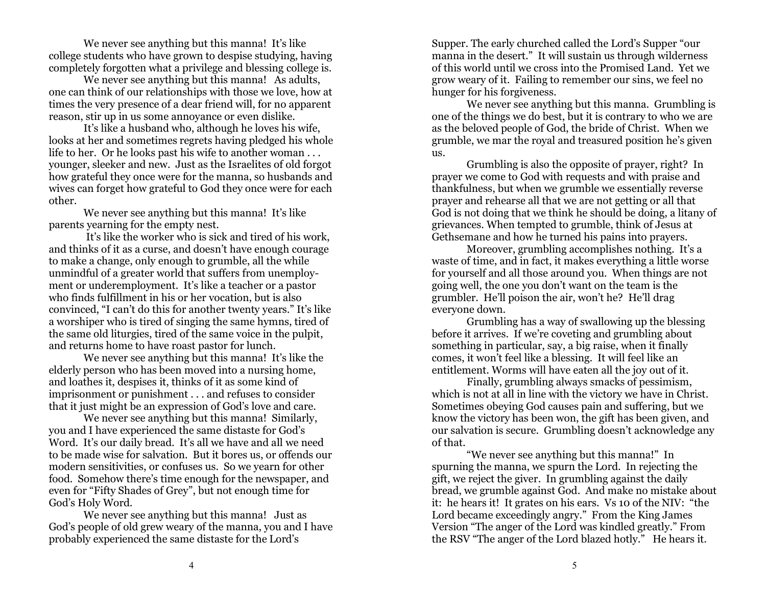We never see anything but this manna! It's like college students who have grown to despise studying, having completely forgotten what a privilege and blessing college is.

We never see anything but this manna! As adults, one can think of our relationships with those we love, how at times the very presence of a dear friend will, for no apparent reason, stir up in us some annoyance or even dislike.

It's like a husband who, although he loves his wife, looks at her and sometimes regrets having pledged his whole life to her. Or he looks past his wife to another woman . . . younger, sleeker and new. Just as the Israelites of old forgot how grateful they once were for the manna, so husbands and wives can forget how grateful to God they once were for each other.

We never see anything but this manna! It's like parents yearning for the empty nest.

It's like the worker who is sick and tired of his work, and thinks of it as a curse, and doesn't have enough courage to make a change, only enough to grumble, all the while unmindful of a greater world that suffers from unemployment or underemployment. It's like a teacher or a pastor who finds fulfillment in his or her vocation, but is also convinced, "I can't do this for another twenty years." It's like a worshiper who is tired of singing the same hymns, tired of the same old liturgies, tired of the same voice in the pulpit, and returns home to have roast pastor for lunch.

We never see anything but this manna! It's like the elderly person who has been moved into a nursing home, and loathes it, despises it, thinks of it as some kind of imprisonment or punishment . . . and refuses to consider that it just might be an expression of God's love and care.

We never see anything but this manna! Similarly, you and I have experienced the same distaste for God's Word. It's our daily bread. It's all we have and all we need to be made wise for salvation. But it bores us, or offends our modern sensitivities, or confuses us. So we yearn for other food. Somehow there's time enough for the newspaper, and even for "Fifty Shades of Grey", but not enough time for God's Holy Word.

We never see anything but this manna! Just as God's people of old grew weary of the manna, you and I have probably experienced the same distaste for the Lord's Supper. The early churched called the Lord's Supper "our manna in the desert." It will sustain us through wilderness of this world until we cross into the Promised Land. Yet we grow weary of it. Failing to remember our sins, we feel no hunger for his forgiveness.

We never see anything but this manna. Grumbling is one of the things we do best, but it is contrary to who we are as the beloved people of God, the bride of Christ. When we grumble, we mar the royal and treasured position he's given us.

Grumbling is also the opposite of prayer, right? In prayer we come to God with requests and with praise and thankfulness, but when we grumble we essentially reverse prayer and rehearse all that we are not getting or all that God is not doing that we think he should be doing, a litany of grievances. When tempted to grumble, think of Jesus at Gethsemane and how he turned his pains into prayers.

Moreover, grumbling accomplishes nothing. It's a waste of time, and in fact, it makes everything a little worse for yourself and all those around you. When things are not going well, the one you don't want on the team is the grumbler. He'll poison the air, won't he? He'll drag everyone down.

Grumbling has a way of swallowing up the blessing before it arrives. If we're coveting and grumbling about something in particular, say, a big raise, when it finally comes, it won't feel like a blessing. It will feel like an entitlement. Worms will have eaten all the joy out of it.

Finally, grumbling always smacks of pessimism, which is not at all in line with the victory we have in Christ. Sometimes obeying God causes pain and suffering, but we know the victory has been won, the gift has been given, and our salvation is secure. Grumbling doesn't acknowledge any of that.

"We never see anything but this manna!" In spurning the manna, we spurn the Lord. In rejecting the gift, we reject the giver. In grumbling against the daily bread, we grumble against God. And make no mistake about it: he hears it! It grates on his ears. Vs 10 of the NIV: "the Lord became exceedingly angry." From the King James Version "The anger of the Lord was kindled greatly." From the RSV "The anger of the Lord blazed hotly." He hears it.